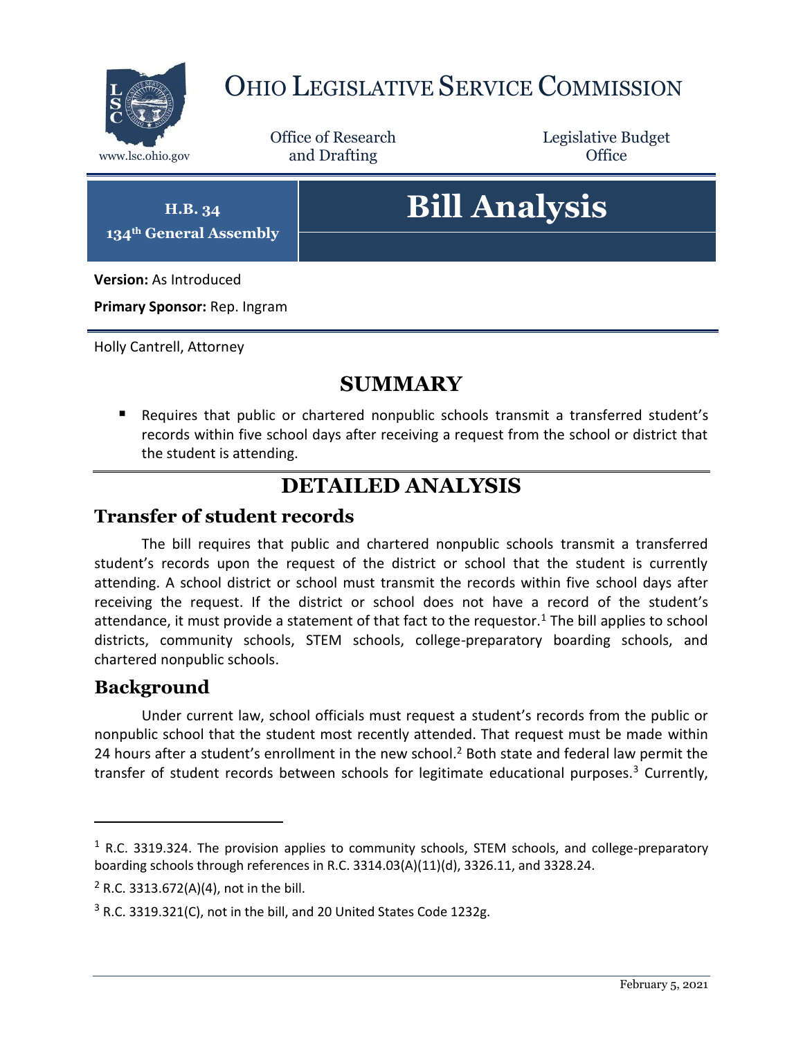# OHIO LEGISLATIVE SERVICE COMMISSION

www.lsc.ohio.gov

Office of Research and Drafting

Legislative Budget Office

**H.B. 34**
**134th General Assembly**

# Bill Analysis

**Version:** As Introduced

**Primary Sponsor:** Rep. Ingram

Holly Cantrell, Attorney

## SUMMARY

- Requires that public or chartered nonpublic schools transmit a transferred student's records within five school days after receiving a request from the school or district that the student is attending.

## DETAILED ANALYSIS

### Transfer of student records

The bill requires that public and chartered nonpublic schools transmit a transferred student's records upon the request of the district or school that the student is currently attending. A school district or school must transmit the records within five school days after receiving the request. If the district or school does not have a record of the student's attendance, it must provide a statement of that fact to the requestor.[1] The bill applies to school districts, community schools, STEM schools, college-preparatory boarding schools, and chartered nonpublic schools.

### Background

Under current law, school officials must request a student's records from the public or nonpublic school that the student most recently attended. That request must be made within 24 hours after a student's enrollment in the new school.[2] Both state and federal law permit the transfer of student records between schools for legitimate educational purposes.[3] Currently,

---

[1] R.C. 3319.324. The provision applies to community schools, STEM schools, and college-preparatory boarding schools through references in R.C. 3314.03(A)(11)(d), 3326.11, and 3328.24.

[2] R.C. 3313.672(A)(4), not in the bill.

[3] R.C. 3319.321(C), not in the bill, and 20 United States Code 1232g.

February 5, 2021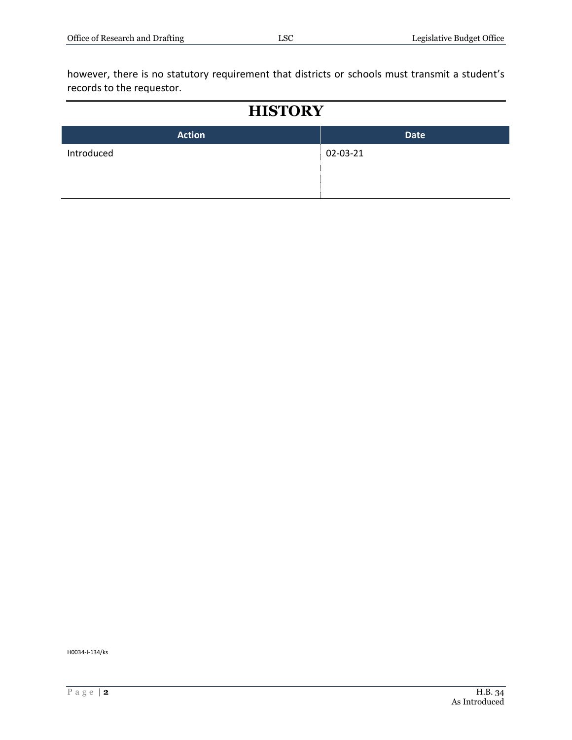however, there is no statutory requirement that districts or schools must transmit a student's records to the requestor.

# HISTORY

| Action | Date |
|---|---|
| Introduced | 02-03-21 |

H0034-I-134/ks